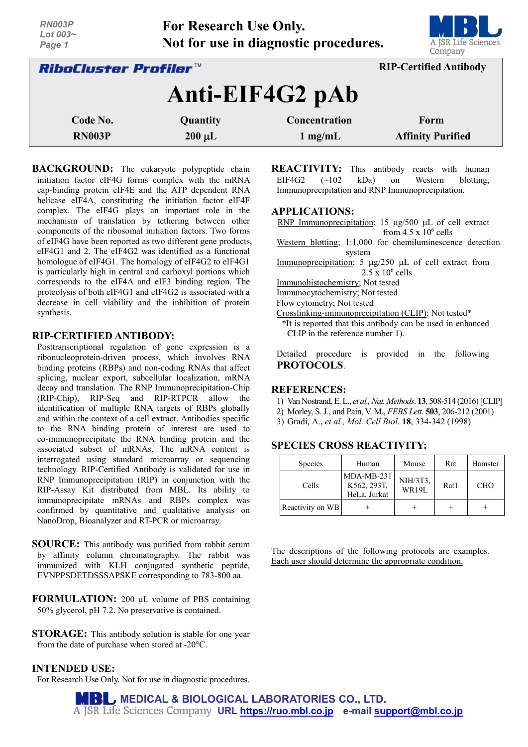RN003P
Lot 003~

**For Research Use Only.**
**Not for use in diagnostic procedures.**

***RiboCluster Profiler™*** **RIP-Certified Antibody**

# Anti-EIF4G2 pAb

| Code No. | Quantity | Concentration | Form |
|---|---|---|---|
| RN003P | 200 µL | 1 mg/mL | Affinity Purified |

**BACKGROUND:** The eukaryote polypeptide chain initiation factor eIF4G forms complex with the mRNA cap-binding protein eIF4E and the ATP dependent RNA helicase eIF4A, constituting the initiation factor eIF4F complex. The eIF4G plays an important role in the mechanism of translation by tethering between other components of the ribosomal initiation factors. Two forms of eIF4G have been reported as two different gene products, eIF4G1 and 2. The eIF4G2 was identified as a functional homologue of eIF4G1. The homology of eIF4G2 to eIF4G1 is particularly high in central and carboxyl portions which corresponds to the eIF4A and eIF3 binding region. The proteolysis of both eIF4G1 and eIF4G2 is associated with a decrease in cell viability and the inhibition of protein synthesis.

**RIP-CERTIFIED ANTIBODY:** Posttranscriptional regulation of gene expression is a ribonucleoprotein-driven process, which involves RNA binding proteins (RBPs) and non-coding RNAs that affect splicing, nuclear export, subcellular localization, mRNA decay and translation. The RNP Immunoprecipitation-Chip (RIP-Chip), RIP-Seq and RIP-RTPCR allow the identification of multiple RNA targets of RBPs globally and within the context of a cell extract. Antibodies specific to the RNA binding protein of interest are used to co-immunoprecipitate the RNA binding protein and the associated subset of mRNAs. The mRNA content is interrogated using standard microarray or sequencing technology. RIP-Certified Antibody is validated for use in RNP Immunoprecipitation (RIP) in conjunction with the RIP-Assay Kit distributed from MBL. Its ability to immunoprecipitate mRNAs and RBPs complex was confirmed by quantitative and qualitative analysis on NanoDrop, Bioanalyzer and RT-PCR or microarray.

**SOURCE:** This antibody was purified from rabbit serum by affinity column chromatography. The rabbit was immunized with KLH conjugated synthetic peptide, EVNPPSDETDSSSAPSKE corresponding to 783-800 aa.

**FORMULATION:** 200 µL volume of PBS containing 50% glycerol, pH 7.2. No preservative is contained.

**STORAGE:** This antibody solution is stable for one year from the date of purchase when stored at -20°C.

**INTENDED USE:**
For Research Use Only. Not for use in diagnostic procedures.

**REACTIVITY:** This antibody reacts with human EIF4G2 (~102 kDa) on Western blotting, Immunoprecipitation and RNP Immunoprecipitation.

**APPLICATIONS:**
RNP Immunoprecipitation; 15 µg/500 µL of cell extract from $4.5 \times 10^6$ cells
Western blotting; 1:1,000 for chemiluminescence detection system
Immunoprecipitation; 5 µg/250 µL of cell extract from $2.5 \times 10^6$ cells
Immunohistochemistry; Not tested
Immunocytochemistry; Not tested
Flow cytometry; Not tested
Crosslinking-immunoprecipitation (CLIP); Not tested*
*It is reported that this antibody can be used in enhanced CLIP in the reference number 1).

Detailed procedure is provided in the following **PROTOCOLS**.

**REFERENCES:**
1) Van Nostrand, E. L., *et al., Nat. Methods*. **13**, 508-514 (2016) [CLIP]
2) Morley, S. J., and Pain, V. M., *FEBS Lett*. **503**, 206-212 (2001)
3) Gradi, A., *et al., Mol. Cell Biol*. **18**, 334-342 (1998)

**SPECIES CROSS REACTIVITY:**

| Species | Human | Mouse | Rat | Hamster |
|---|---|---|---|---|
| Cells | MDA-MB-231, K562, 293T, HeLa, Jurkat | NIH/3T3, WR19L | Rat1 | CHO |
| Reactivity on WB | + | + | + | + |

The descriptions of the following protocols are examples. Each user should determine the appropriate condition.

**MEDICAL & BIOLOGICAL LABORATORIES CO., LTD.**
A JSR Life Sciences Company URL https://ruo.mbl.co.jp e-mail support@mbl.co.jp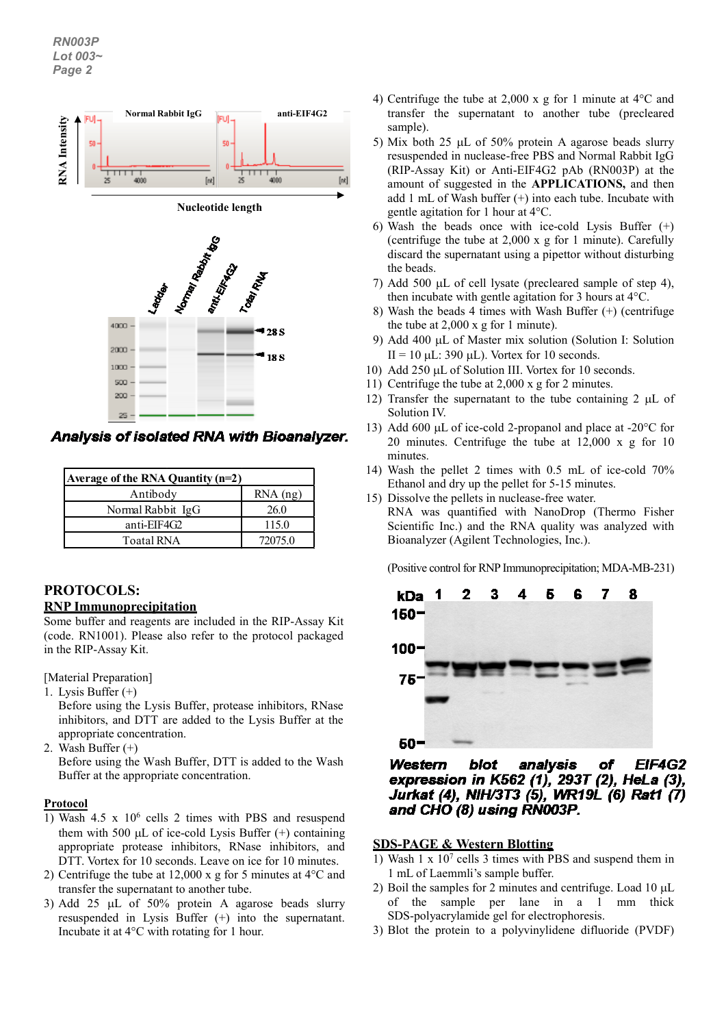**Analysis of isolated RNA with Bioanalyzer.**

| Average of the RNA Quantity (n=2) | |
|---|---|
| Antibody | RNA (ng) |
| Normal Rabbit IgG | 26.0 |
| anti-EIF4G2 | 115.0 |
| Toatal RNA | 72075.0 |

## PROTOCOLS:

### RNP Immunoprecipitation

Some buffer and reagents are included in the RIP-Assay Kit (code. RN1001). Please also refer to the protocol packaged in the RIP-Assay Kit.

[Material Preparation]

1. Lysis Buffer (+)
   Before using the Lysis Buffer, protease inhibitors, RNase inhibitors, and DTT are added to the Lysis Buffer at the appropriate concentration.
2. Wash Buffer (+)
   Before using the Wash Buffer, DTT is added to the Wash Buffer at the appropriate concentration.

### Protocol

1) Wash 4.5 x $10^6$ cells 2 times with PBS and resuspend them with 500 µL of ice-cold Lysis Buffer (+) containing appropriate protease inhibitors, RNase inhibitors, and DTT. Vortex for 10 seconds. Leave on ice for 10 minutes.
2) Centrifuge the tube at 12,000 x g for 5 minutes at 4°C and transfer the supernatant to another tube.
3) Add 25 µL of 50% protein A agarose beads slurry resuspended in Lysis Buffer (+) into the supernatant. Incubate it at 4°C with rotating for 1 hour.
4) Centrifuge the tube at 2,000 x g for 1 minute at 4°C and transfer the supernatant to another tube (precleared sample).
5) Mix both 25 µL of 50% protein A agarose beads slurry resuspended in nuclease-free PBS and Normal Rabbit IgG (RIP-Assay Kit) or Anti-EIF4G2 pAb (RN003P) at the amount of suggested in the **APPLICATIONS,** and then add 1 mL of Wash buffer (+) into each tube. Incubate with gentle agitation for 1 hour at 4°C.
6) Wash the beads once with ice-cold Lysis Buffer (+) (centrifuge the tube at 2,000 x g for 1 minute). Carefully discard the supernatant using a pipettor without disturbing the beads.
7) Add 500 µL of cell lysate (precleared sample of step 4), then incubate with gentle agitation for 3 hours at 4°C.
8) Wash the beads 4 times with Wash Buffer (+) (centrifuge the tube at 2,000 x g for 1 minute).
9) Add 400 µL of Master mix solution (Solution I: Solution II = 10 µL: 390 µL). Vortex for 10 seconds.
10) Add 250 µL of Solution III. Vortex for 10 seconds.
11) Centrifuge the tube at 2,000 x g for 2 minutes.
12) Transfer the supernatant to the tube containing 2 µL of Solution IV.
13) Add 600 µL of ice-cold 2-propanol and place at -20°C for 20 minutes. Centrifuge the tube at 12,000 x g for 10 minutes.
14) Wash the pellet 2 times with 0.5 mL of ice-cold 70% Ethanol and dry up the pellet for 5-15 minutes.
15) Dissolve the pellets in nuclease-free water.

RNA was quantified with NanoDrop (Thermo Fisher Scientific Inc.) and the RNA quality was analyzed with Bioanalyzer (Agilent Technologies, Inc.).

(Positive control for RNP Immunoprecipitation; MDA-MB-231)

***Western blot analysis of EIF4G2 expression in K562 (1), 293T (2), HeLa (3), Jurkat (4), NIH/3T3 (5), WR19L (6) Rat1 (7) and CHO (8) using RN003P.***

### SDS-PAGE & Western Blotting

1) Wash 1 x $10^7$ cells 3 times with PBS and suspend them in 1 mL of Laemmli's sample buffer.
2) Boil the samples for 2 minutes and centrifuge. Load 10 µL of the sample per lane in a 1 mm thick SDS-polyacrylamide gel for electrophoresis.
3) Blot the protein to a polyvinylidene difluoride (PVDF)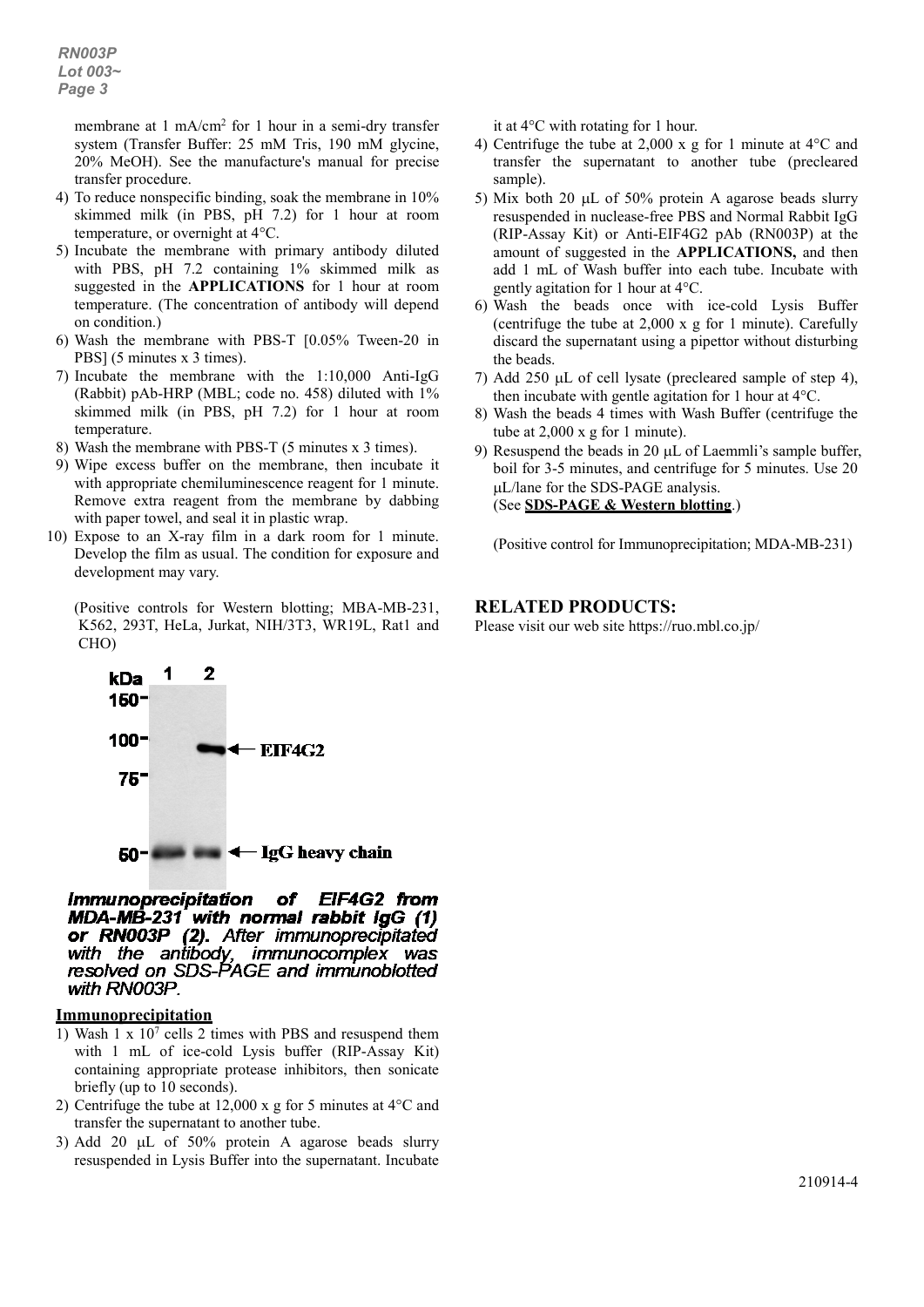membrane at 1 mA/cm$^2$ for 1 hour in a semi-dry transfer system (Transfer Buffer: 25 mM Tris, 190 mM glycine, 20% MeOH). See the manufacture's manual for precise transfer procedure.

4) To reduce nonspecific binding, soak the membrane in 10% skimmed milk (in PBS, pH 7.2) for 1 hour at room temperature, or overnight at 4°C.
5) Incubate the membrane with primary antibody diluted with PBS, pH 7.2 containing 1% skimmed milk as suggested in the **APPLICATIONS** for 1 hour at room temperature. (The concentration of antibody will depend on condition.)
6) Wash the membrane with PBS-T [0.05% Tween-20 in PBS] (5 minutes x 3 times).
7) Incubate the membrane with the 1:10,000 Anti-IgG (Rabbit) pAb-HRP (MBL; code no. 458) diluted with 1% skimmed milk (in PBS, pH 7.2) for 1 hour at room temperature.
8) Wash the membrane with PBS-T (5 minutes x 3 times).
9) Wipe excess buffer on the membrane, then incubate it with appropriate chemiluminescence reagent for 1 minute. Remove extra reagent from the membrane by dabbing with paper towel, and seal it in plastic wrap.
10) Expose to an X-ray film in a dark room for 1 minute. Develop the film as usual. The condition for exposure and development may vary.

(Positive controls for Western blotting; MBA-MB-231, K562, 293T, HeLa, Jurkat, NIH/3T3, WR19L, Rat1 and CHO)

kDa 1 2
150
100
75
50
EIF4G2
IgG heavy chain

***Immunoprecipitation of EIF4G2 from MDA-MB-231 with normal rabbit IgG (1) or RN003P (2).*** *After immunoprecipitated with the antibody, immunocomplex was resolved on SDS-PAGE and immunoblotted with RN003P.*

## Immunoprecipitation

1) Wash 1 x 10$^7$ cells 2 times with PBS and resuspend them with 1 mL of ice-cold Lysis buffer (RIP-Assay Kit) containing appropriate protease inhibitors, then sonicate briefly (up to 10 seconds).
2) Centrifuge the tube at 12,000 x g for 5 minutes at 4°C and transfer the supernatant to another tube.
3) Add 20 μL of 50% protein A agarose beads slurry resuspended in Lysis Buffer into the supernatant. Incubate it at 4°C with rotating for 1 hour.
4) Centrifuge the tube at 2,000 x g for 1 minute at 4°C and transfer the supernatant to another tube (precleared sample).
5) Mix both 20 μL of 50% protein A agarose beads slurry resuspended in nuclease-free PBS and Normal Rabbit IgG (RIP-Assay Kit) or Anti-EIF4G2 pAb (RN003P) at the amount of suggested in the **APPLICATIONS,** and then add 1 mL of Wash buffer into each tube. Incubate with gently agitation for 1 hour at 4°C.
6) Wash the beads once with ice-cold Lysis Buffer (centrifuge the tube at 2,000 x g for 1 minute). Carefully discard the supernatant using a pipettor without disturbing the beads.
7) Add 250 μL of cell lysate (precleared sample of step 4), then incubate with gentle agitation for 1 hour at 4°C.
8) Wash the beads 4 times with Wash Buffer (centrifuge the tube at 2,000 x g for 1 minute).
9) Resuspend the beads in 20 μL of Laemmli's sample buffer, boil for 3-5 minutes, and centrifuge for 5 minutes. Use 20 μL/lane for the SDS-PAGE analysis.
(See **SDS-PAGE & Western blotting**.)

(Positive control for Immunoprecipitation; MDA-MB-231)

## RELATED PRODUCTS:

Please visit our web site https://ruo.mbl.co.jp/

210914-4